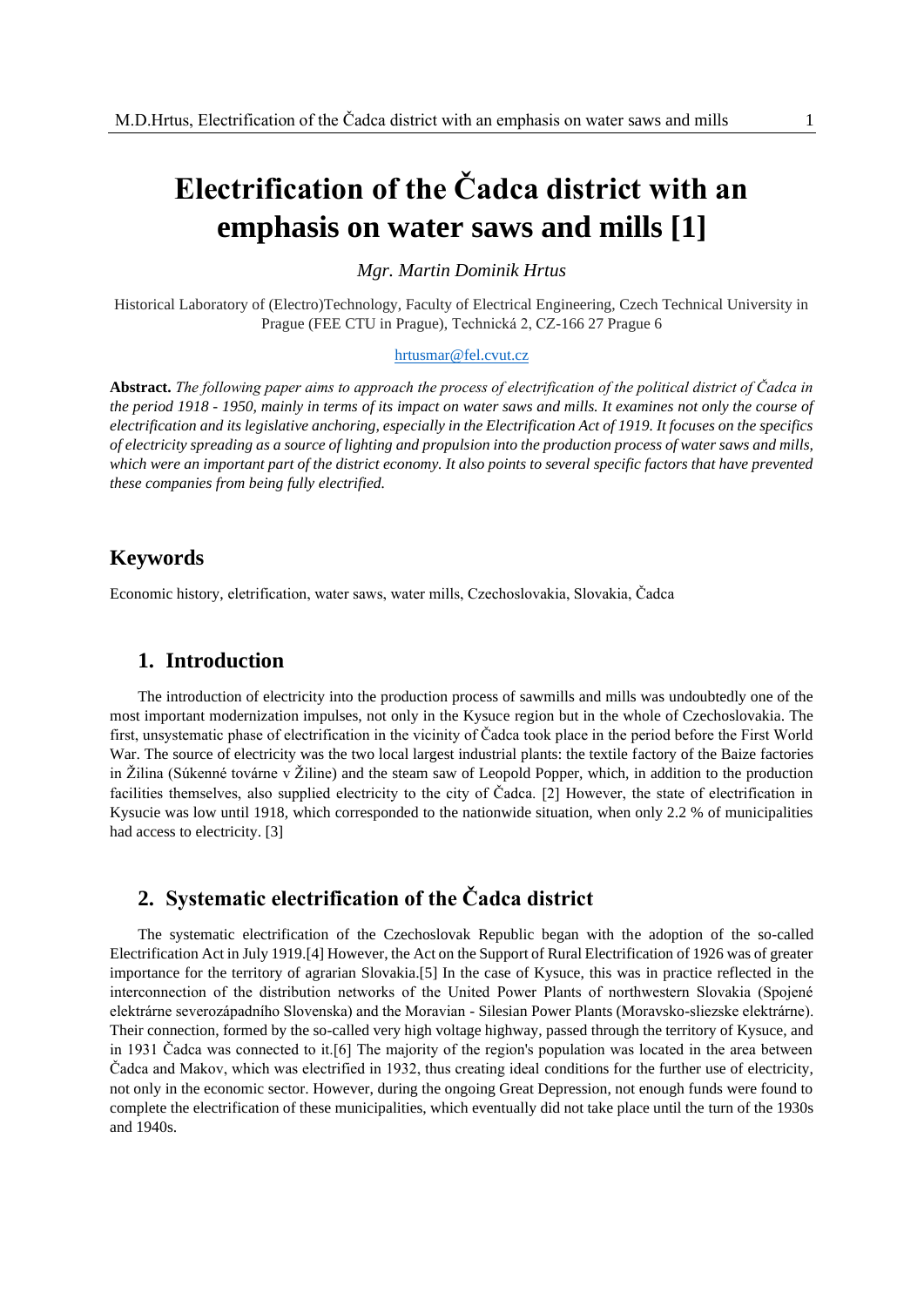# Electrification of the Čadca district with an emphasis on water saws and mills [1]

*Mgr. Martin Dominik Hrtus*

Historical Laboratory of (Electro)Technology, Faculty of Electrical Engineering, Czech Technical University in Prague (FEE CTU in Prague), Technická 2, CZ-166 27 Prague 6

hrtusmar@fel.cvut.cz

**Abstract.** *The following paper aims to approach the process of electrification of the political district of Čadca in the period 1918 - 1950, mainly in terms of its impact on water saws and mills. It examines not only the course of electrification and its legislative anchoring, especially in the Electrification Act of 1919. It focuses on the specifics of electricity spreading as a source of lighting and propulsion into the production process of water saws and mills, which were an important part of the district economy. It also points to several specific factors that have prevented these companies from being fully electrified.*

## Keywords

Economic history, eletrification, water saws, water mills, Czechoslovakia, Slovakia, Čadca

## 1. Introduction

The introduction of electricity into the production process of sawmills and mills was undoubtedly one of the most important modernization impulses, not only in the Kysuce region but in the whole of Czechoslovakia. The first, unsystematic phase of electrification in the vicinity of Čadca took place in the period before the First World War. The source of electricity was the two local largest industrial plants: the textile factory of the Baize factories in Žilina (Súkenné továrne v Žiline) and the steam saw of Leopold Popper, which, in addition to the production facilities themselves, also supplied electricity to the city of Čadca. [2] However, the state of electrification in Kysucie was low until 1918, which corresponded to the nationwide situation, when only 2.2 % of municipalities had access to electricity. [3]

## 2. Systematic electrification of the Čadca district

The systematic electrification of the Czechoslovak Republic began with the adoption of the so-called Electrification Act in July 1919.[4] However, the Act on the Support of Rural Electrification of 1926 was of greater importance for the territory of agrarian Slovakia.[5] In the case of Kysuce, this was in practice reflected in the interconnection of the distribution networks of the United Power Plants of northwestern Slovakia (Spojené elektrárne severozápadního Slovenska) and the Moravian - Silesian Power Plants (Moravsko-sliezske elektrárne). Their connection, formed by the so-called very high voltage highway, passed through the territory of Kysuce, and in 1931 Čadca was connected to it.[6] The majority of the region's population was located in the area between Čadca and Makov, which was electried in 1932, thus creating ideal conditions for the further use of electricity, not only in the economic sector. However, during the ongoing Great Depression, not enough funds were found to complete the electrification of these municipalities, which eventually did not take place until the turn of the 1930s and 1940s.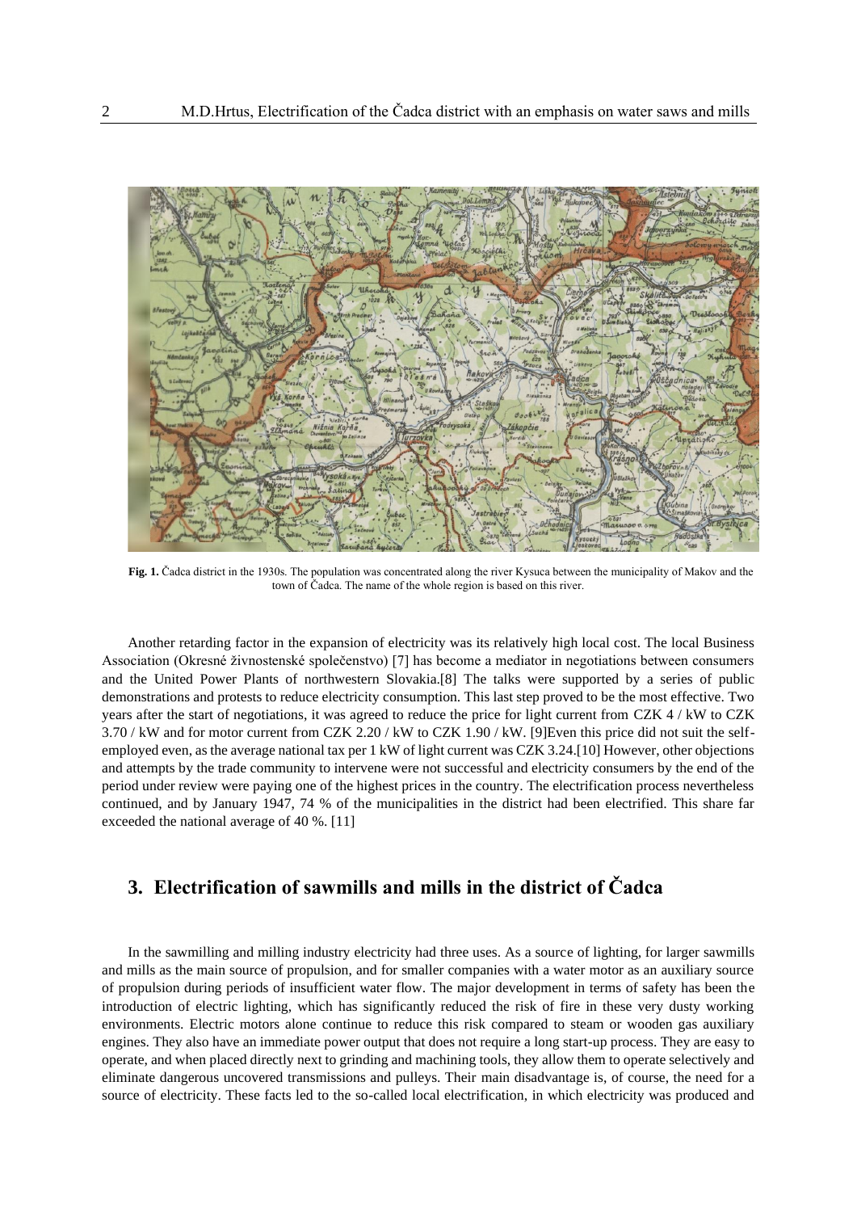**Fig. 1.** Čadca district in the 1930s. The population was concentrated along the river Kysuca between the municipality of Makov and the town of Čadca. The name of the whole region is based on this river.

Another retarding factor in the expansion of electricity was its relatively high local cost. The local Business Association (Okresné živnostenské společenstvo) [7] has become a mediator in negotiations between consumers and the United Power Plants of northwestern Slovakia.[8] The talks were supported by a series of public demonstrations and protests to reduce electricity consumption. This last step proved to be the most effective. Two years after the start of negotiations, it was agreed to reduce the price for light current from CZK 4 / kW to CZK 3.70 / kW and for motor current from CZK 2.20 / kW to CZK 1.90 / kW. [9]Even this price did not suit the self-employed even, as the average national tax per 1 kW of light current was CZK 3.24.[10] However, other objections and attempts by the trade community to intervene were not successful and electricity consumers by the end of the period under review were paying one of the highest prices in the country. The electrification process nevertheless continued, and by January 1947, 74 % of the municipalities in the district had been electrified. This share far exceeded the national average of 40 %. [11]

## 3. Electrification of sawmills and mills in the district of Čadca

In the sawmilling and milling industry electricity had three uses. As a source of lighting, for larger sawmills and mills as the main source of propulsion, and for smaller companies with a water motor as an auxiliary source of propulsion during periods of insufficient water flow. The major development in terms of safety has been the introduction of electric lighting, which has significantly reduced the risk of fire in these very dusty working environments. Electric motors alone continue to reduce this risk compared to steam or wooden gas auxiliary engines. They also have an immediate power output that does not require a long start-up process. They are easy to operate, and when placed directly next to grinding and machining tools, they allow them to operate selectively and eliminate dangerous uncovered transmissions and pulleys. Their main disadvantage is, of course, the need for a source of electricity. These facts led to the so-called local electrification, in which electricity was produced and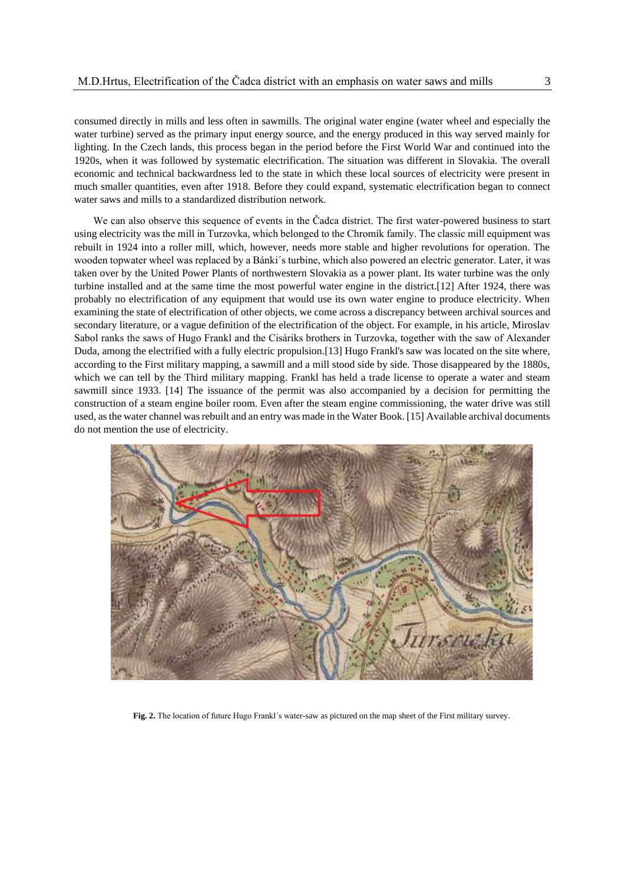consumed directly in mills and less often in sawmills. The original water engine (water wheel and especially the water turbine) served as the primary input energy source, and the energy produced in this way served mainly for lighting. In the Czech lands, this process began in the period before the First World War and continued into the 1920s, when it was followed by systematic electrification. The situation was different in Slovakia. The overall economic and technical backwardness led to the state in which these local sources of electricity were present in much smaller quantities, even after 1918. Before they could expand, systematic electrification began to connect water saws and mills to a standardized distribution network.

We can also observe this sequence of events in the Čadca district. The first water-powered business to start using electricity was the mill in Turzovka, which belonged to the Chromík family. The classic mill equipment was rebuilt in 1924 into a roller mill, which, however, needs more stable and higher revolutions for operation. The wooden topwater wheel was replaced by a Bánki´s turbine, which also powered an electric generator. Later, it was taken over by the United Power Plants of northwestern Slovakia as a power plant. Its water turbine was the only turbine installed and at the same time the most powerful water engine in the district.[12] After 1924, there was probably no electrification of any equipment that would use its own water engine to produce electricity. When examining the state of electrification of other objects, we come across a discrepancy between archival sources and secondary literature, or a vague definition of the electrification of the object. For example, in his article, Miroslav Sabol ranks the saws of Hugo Frankl and the Cisáriks brothers in Turzovka, together with the saw of Alexander Duda, among the electrified with a fully electric propulsion.[13] Hugo Frankl's saw was located on the site where, according to the First military mapping, a sawmill and a mill stood side by side. Those disappeared by the 1880s, which we can tell by the Third military mapping. Frankl has held a trade license to operate a water and steam sawmill since 1933. [14] The issuance of the permit was also accompanied by a decision for permitting the construction of a steam engine boiler room. Even after the steam engine commissioning, the water drive was still used, as the water channel was rebuilt and an entry was made in the Water Book. [15] Available archival documents do not mention the use of electricity.

**Fig. 2.** The location of future Hugo Frankl´s water-saw as pictured on the map sheet of the First military survey.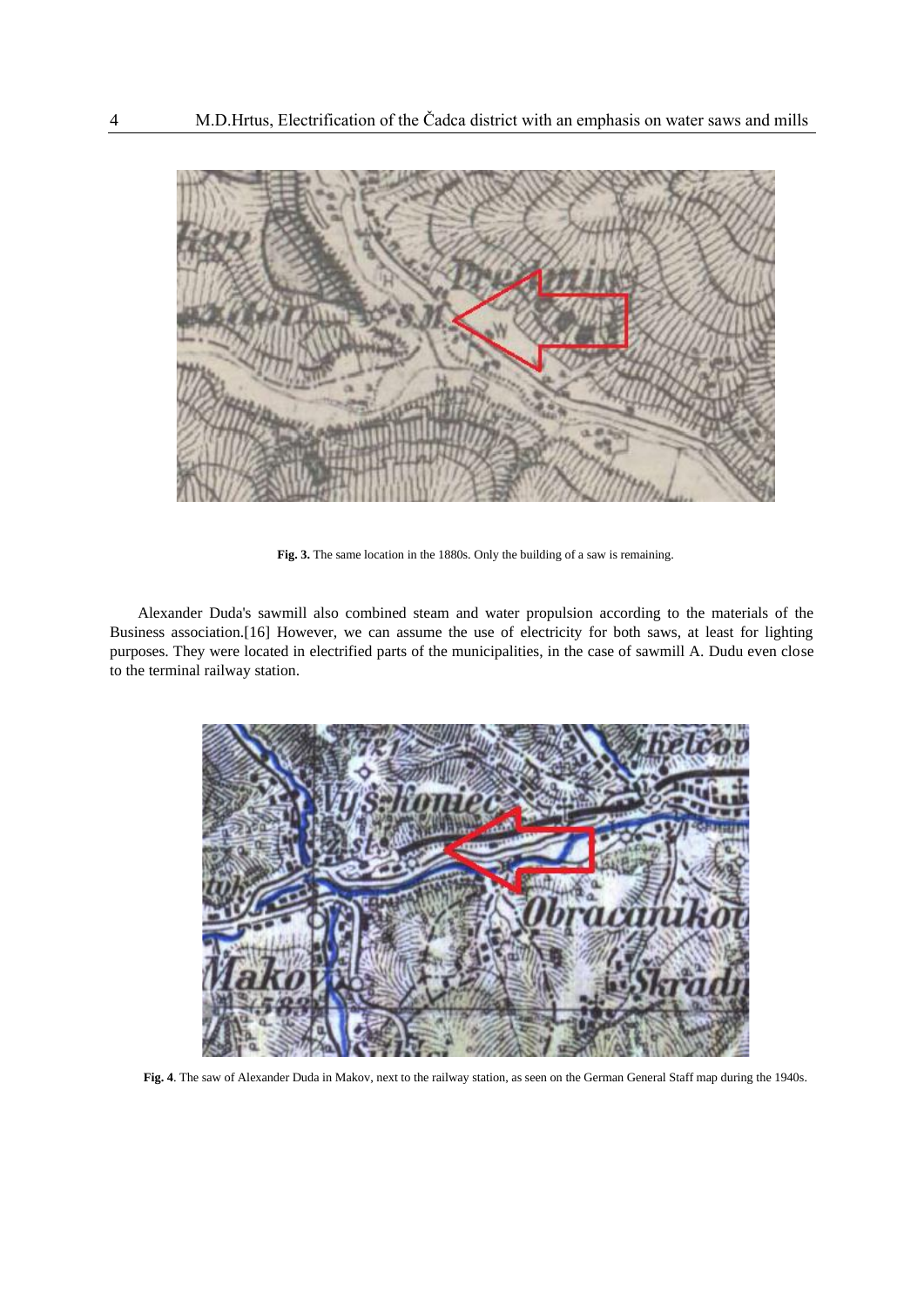**Fig. 3.** The same location in the 1880s. Only the building of a saw is remaining.

Alexander Duda's sawmill also combined steam and water propulsion according to the materials of the Business association.[16] However, we can assume the use of electricity for both saws, at least for lighting purposes. They were located in electrified parts of the municipalities, in the case of sawmill A. Dudu even close to the terminal railway station.

**Fig. 4**. The saw of Alexander Duda in Makov, next to the railway station, as seen on the German General Staff map during the 1940s.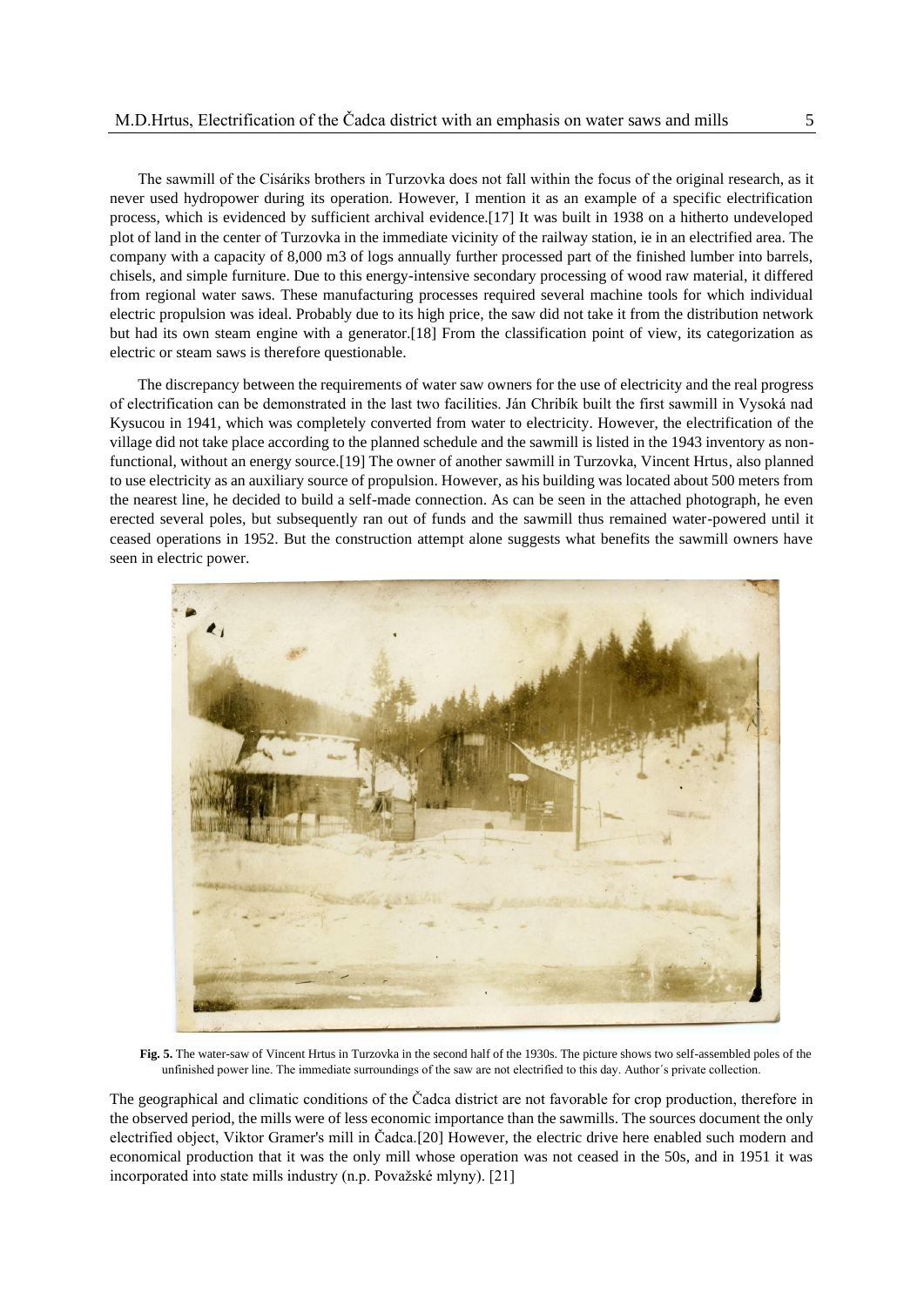The sawmill of the Cisáriks brothers in Turzovka does not fall within the focus of the original research, as it never used hydropower during its operation. However, I mention it as an example of a specific electrification process, which is evidenced by sufficient archival evidence.[17] It was built in 1938 on a hitherto undeveloped plot of land in the center of Turzovka in the immediate vicinity of the railway station, ie in an electrified area. The company with a capacity of 8,000 m3 of logs annually further processed part of the finished lumber into barrels, chisels, and simple furniture. Due to this energy-intensive secondary processing of wood raw material, it differed from regional water saws. These manufacturing processes required several machine tools for which individual electric propulsion was ideal. Probably due to its high price, the saw did not take it from the distribution network but had its own steam engine with a generator.[18] From the classification point of view, its categorization as electric or steam saws is therefore questionable.

The discrepancy between the requirements of water saw owners for the use of electricity and the real progress of electrification can be demonstrated in the last two facilities. Ján Chribík built the first sawmill in Vysoká nad Kysucou in 1941, which was completely converted from water to electricity. However, the electrification of the village did not take place according to the planned schedule and the sawmill is listed in the 1943 inventory as non-functional, without an energy source.[19] The owner of another sawmill in Turzovka, Vincent Hrtus, also planned to use electricity as an auxiliary source of propulsion. However, as his building was located about 500 meters from the nearest line, he decided to build a self-made connection. As can be seen in the attached photograph, he even erected several poles, but subsequently ran out of funds and the sawmill thus remained water-powered until it ceased operations in 1952. But the construction attempt alone suggests what benefits the sawmill owners have seen in electric power.

**Fig. 5.** The water-saw of Vincent Hrtus in Turzovka in the second half of the 1930s. The picture shows two self-assembled poles of the unfinished power line. The immediate surroundings of the saw are not electrified to this day. Author´s private collection.

The geographical and climatic conditions of the Čadca district are not favorable for crop production, therefore in the observed period, the mills were of less economic importance than the sawmills. The sources document the only electrified object, Viktor Gramer's mill in Čadca.[20] However, the electric drive here enabled such modern and economical production that it was the only mill whose operation was not ceased in the 50s, and in 1951 it was incorporated into state mills industry (n.p. Považské mlyny). [21]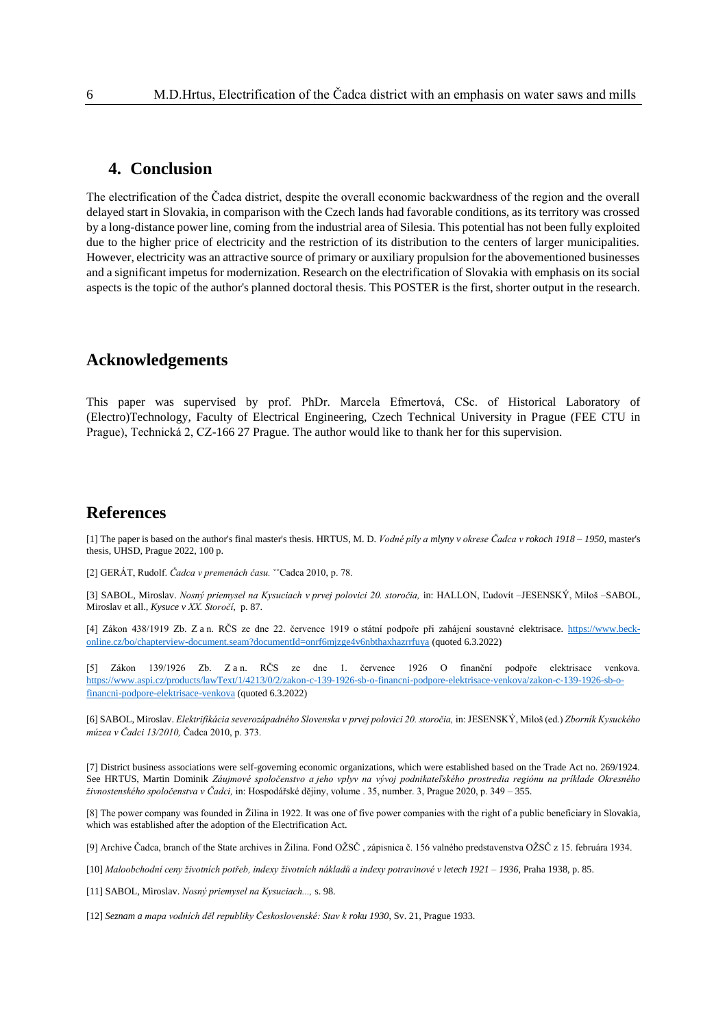## 4. Conclusion

The electrification of the Čadca district, despite the overall economic backwardness of the region and the overall delayed start in Slovakia, in comparison with the Czech lands had favorable conditions, as its territory was crossed by a long-distance power line, coming from the industrial area of Silesia. This potential has not been fully exploited due to the higher price of electricity and the restriction of its distribution to the centers of larger municipalities. However, electricity was an attractive source of primary or auxiliary propulsion for the abovementioned businesses and a significant impetus for modernization. Research on the electrification of Slovakia with emphasis on its social aspects is the topic of the author's planned doctoral thesis. This POSTER is the first, shorter output in the research.

## Acknowledgements

This paper was supervised by prof. PhDr. Marcela Efmertová, CSc. of Historical Laboratory of (Electro)Technology, Faculty of Electrical Engineering, Czech Technical University in Prague (FEE CTU in Prague), Technická 2, CZ-166 27 Prague. The author would like to thank her for this supervision.

## References

[1] The paper is based on the author's final master's thesis. HRTUS, M. D. *Vodné píly a mlyny v okrese Čadca v rokoch 1918 – 1950*, master's thesis, UHSD, Prague 2022, 100 p.

[2] GERÁT, Rudolf. *Čadca v premenách času.* ˇˇCadca 2010, p. 78.

[3] SABOL, Miroslav. *Nosný priemysel na Kysuciach v prvej polovici 20. storočia,* in: HALLON, Ľudovít –JESENSKÝ, Miloš –SABOL, Miroslav et all., *Kysuce v XX. Storočí*, p. 87.

[4] Zákon 438/1919 Zb. Z a n. RČS ze dne 22. července 1919 o státní podpoře při zahájení soustavné elektrisace. https://www.beck-online.cz/bo/chapterview-document.seam?documentId=onrf6mjzge4v6nbthaxhazrrfuya (quoted 6.3.2022)

[5] Zákon 139/1926 Zb. Z a n. RČS ze dne 1. července 1926 O finanční podpoře elektrisace venkova. https://www.aspi.cz/products/lawText/1/4213/0/2/zakon-c-139-1926-sb-o-financni-podpore-elektrisace-venkova/zakon-c-139-1926-sb-o-financni-podpore-elektrisace-venkova (quoted 6.3.2022)

[6] SABOL, Miroslav. *Elektrifikácia severozápadného Slovenska v prvej polovici 20. storočia,* in: JESENSKÝ, Miloš (ed.) *Zborník Kysuckého múzea v Čadci 13/2010,* Čadca 2010, p. 373.

[7] District business associations were self-governing economic organizations, which were established based on the Trade Act no. 269/1924. See HRTUS, Martin Dominik *Záujmové spoločenstvo a jeho vplyv na vývoj podnikateľského prostredia regiónu na príklade Okresného živnostenského spoločenstva v Čadci,* in: Hospodářské dějiny, volume . 35, number. 3, Prague 2020, p. 349 – 355.

[8] The power company was founded in Žilina in 1922. It was one of five power companies with the right of a public beneficiary in Slovakia, which was established after the adoption of the Electrification Act.

[9] Archive Čadca, branch of the State archives in Žilina. Fond OŽSČ , zápisnica č. 156 valného predstavenstva OŽSČ z 15. februára 1934.

[10] *Maloobchodní ceny životních potřeb, indexy životních nákladů a indexy potravinové v letech 1921 – 1936*, Praha 1938, p. 85.

[11] SABOL, Miroslav. *Nosný priemysel na Kysuciach...,* s. 98.

[12] *Seznam a mapa vodních děl republiky Československé: Stav k roku 1930*, Sv. 21, Prague 1933.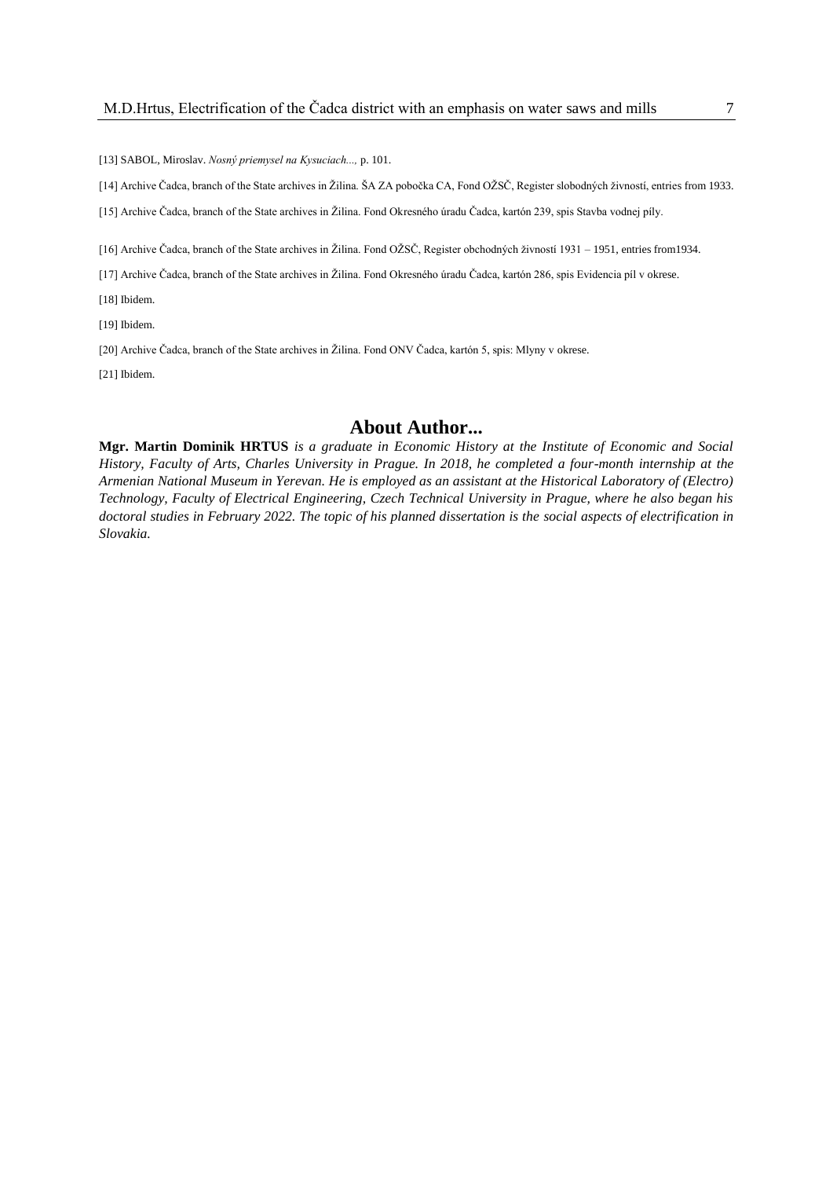[13] SABOL, Miroslav. *Nosný priemysel na Kysuciach...,* p. 101.

[14] Archive Čadca, branch of the State archives in Žilina. ŠA ZA pobočka CA, Fond OŽSČ, Register slobodných živností, entries from 1933.

[15] Archive Čadca, branch of the State archives in Žilina. Fond Okresného úradu Čadca, kartón 239, spis Stavba vodnej píly.

[16] Archive Čadca, branch of the State archives in Žilina. Fond OŽSČ, Register obchodných živností 1931 – 1951, entries from1934.

[17] Archive Čadca, branch of the State archives in Žilina. Fond Okresného úradu Čadca, kartón 286, spis Evidencia píl v okrese.

[18] Ibidem.

[19] Ibidem.

[20] Archive Čadca, branch of the State archives in Žilina. Fond ONV Čadca, kartón 5, spis: Mlyny v okrese.

[21] Ibidem.

## About Author...

**Mgr. Martin Dominik HRTUS** *is a graduate in Economic History at the Institute of Economic and Social History, Faculty of Arts, Charles University in Prague. In 2018, he completed a four-month internship at the Armenian National Museum in Yerevan. He is employed as an assistant at the Historical Laboratory of (Electro) Technology, Faculty of Electrical Engineering, Czech Technical University in Prague, where he also began his doctoral studies in February 2022. The topic of his planned dissertation is the social aspects of electrification in Slovakia.*